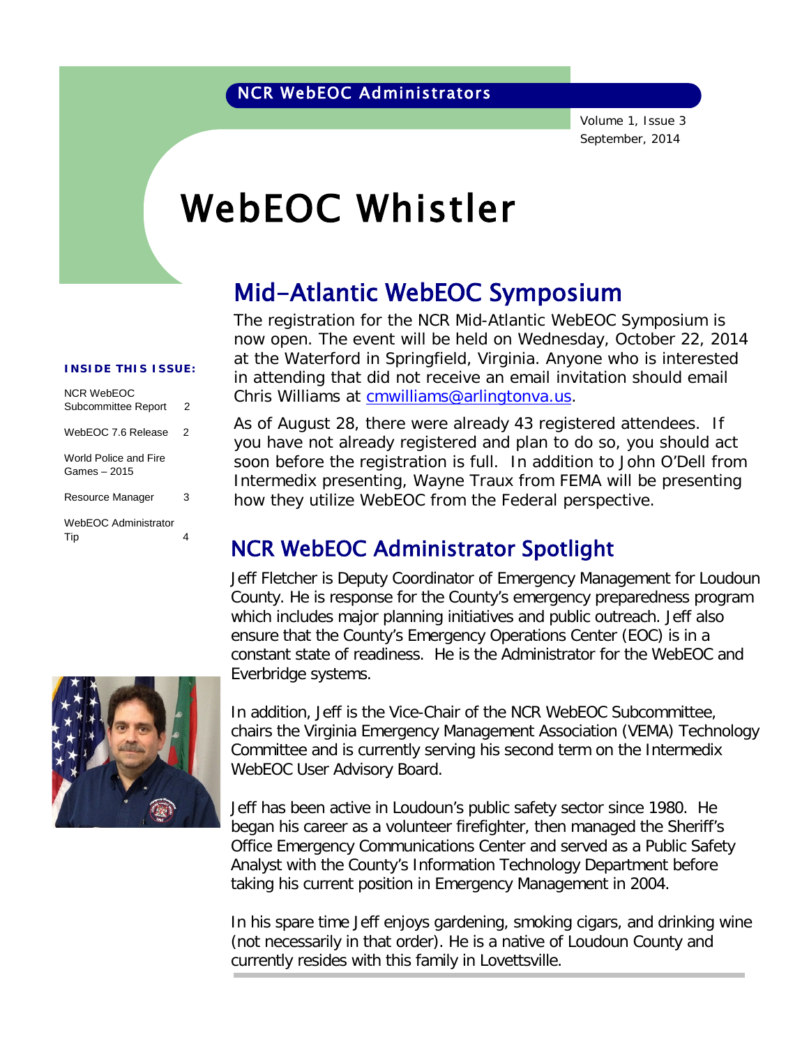NCR WebEOC Administrators

Volume 1, Issue 3
September, 2014

# WebEOC Whistler

**INSIDE THIS ISSUE:**

| | |
|---|---|
| NCR WebEOC Subcommittee Report | 2 |
| WebEOC 7.6 Release | 2 |
| World Police and Fire Games – 2015 | |
| Resource Manager | 3 |
| WebEOC Administrator Tip | 4 |

## Mid-Atlantic WebEOC Symposium

The registration for the NCR Mid-Atlantic WebEOC Symposium is now open. The event will be held on Wednesday, October 22, 2014 at the Waterford in Springfield, Virginia. Anyone who is interested in attending that did not receive an email invitation should email Chris Williams at cmwilliams@arlingtonva.us.

As of August 28, there were already 43 registered attendees. If you have not already registered and plan to do so, you should act soon before the registration is full. In addition to John O'Dell from Intermedix presenting, Wayne Traux from FEMA will be presenting how they utilize WebEOC from the Federal perspective.

## NCR WebEOC Administrator Spotlight

Jeff Fletcher is Deputy Coordinator of Emergency Management for Loudoun County. He is response for the County's emergency preparedness program which includes major planning initiatives and public outreach. Jeff also ensure that the County's Emergency Operations Center (EOC) is in a constant state of readiness. He is the Administrator for the WebEOC and Everbridge systems.

In addition, Jeff is the Vice-Chair of the NCR WebEOC Subcommittee, chairs the Virginia Emergency Management Association (VEMA) Technology Committee and is currently serving his second term on the Intermedix WebEOC User Advisory Board.

Jeff has been active in Loudoun's public safety sector since 1980. He began his career as a volunteer firefighter, then managed the Sheriff's Office Emergency Communications Center and served as a Public Safety Analyst with the County's Information Technology Department before taking his current position in Emergency Management in 2004.

In his spare time Jeff enjoys gardening, smoking cigars, and drinking wine (not necessarily in that order). He is a native of Loudoun County and currently resides with this family in Lovettsville.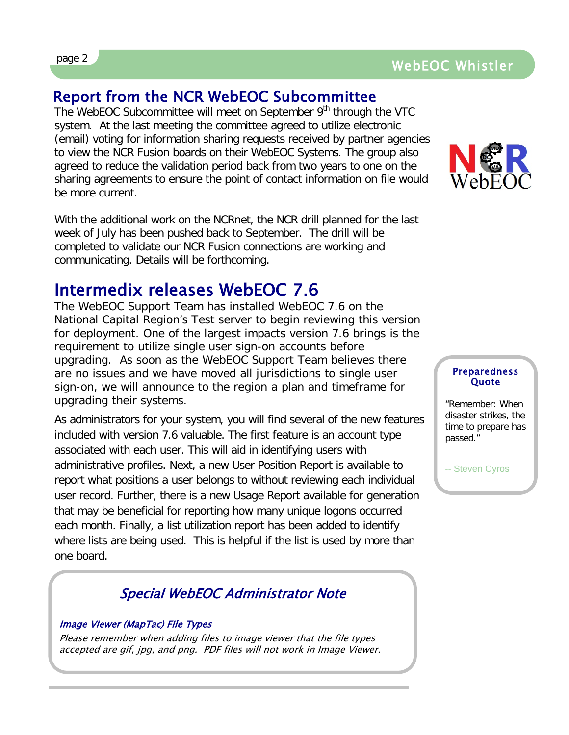## Report from the NCR WebEOC Subcommittee

The WebEOC Subcommittee will meet on September 9th through the VTC system. At the last meeting the committee agreed to utilize electronic (email) voting for information sharing requests received by partner agencies to view the NCR Fusion boards on their WebEOC Systems. The group also agreed to reduce the validation period back from two years to one on the sharing agreements to ensure the point of contact information on file would be more current.

With the additional work on the NCRnet, the NCR drill planned for the last week of July has been pushed back to September. The drill will be completed to validate our NCR Fusion connections are working and communicating. Details will be forthcoming.

## Intermedix releases WebEOC 7.6

The WebEOC Support Team has installed WebEOC 7.6 on the National Capital Region's Test server to begin reviewing this version for deployment. One of the largest impacts version 7.6 brings is the requirement to utilize single user sign-on accounts before upgrading. As soon as the WebEOC Support Team believes there are no issues and we have moved all jurisdictions to single user sign-on, we will announce to the region a plan and timeframe for upgrading their systems.

As administrators for your system, you will find several of the new features included with version 7.6 valuable. The first feature is an account type associated with each user. This will aid in identifying users with administrative profiles. Next, a new User Position Report is available to report what positions a user belongs to without reviewing each individual user record. Further, there is a new Usage Report available for generation that may be beneficial for reporting how many unique logons occurred each month. Finally, a list utilization report has been added to identify where lists are being used. This is helpful if the list is used by more than one board.

### Special WebEOC Administrator Note

***Image Viewer (MapTac) File Types***

*Please remember when adding files to image viewer that the file types accepted are gif, jpg, and png. PDF files will not work in Image Viewer.*

### Preparedness Quote

"Remember: When disaster strikes, the time to prepare has passed."

-- Steven Cyros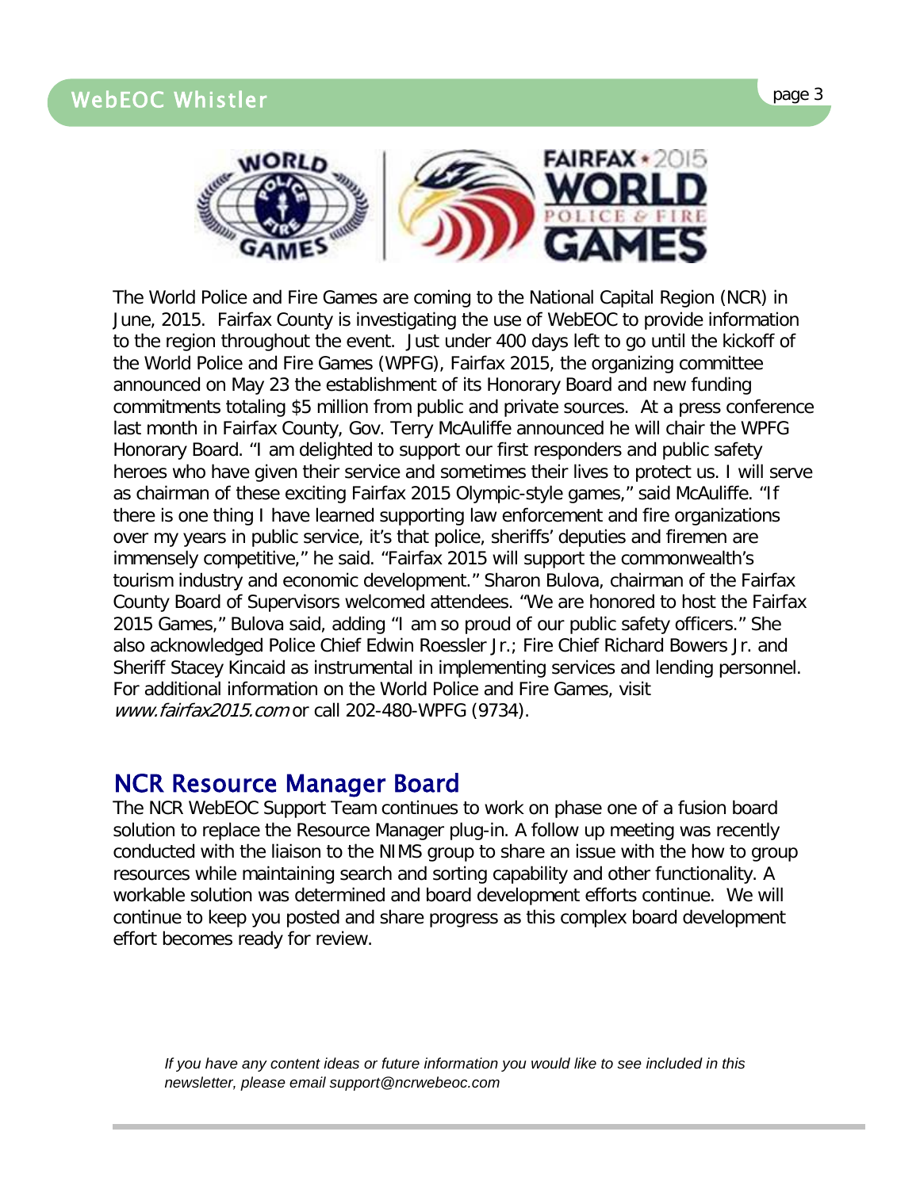The World Police and Fire Games are coming to the National Capital Region (NCR) in June, 2015. Fairfax County is investigating the use of WebEOC to provide information to the region throughout the event. Just under 400 days left to go until the kickoff of the World Police and Fire Games (WPFG), Fairfax 2015, the organizing committee announced on May 23 the establishment of its Honorary Board and new funding commitments totaling $5 million from public and private sources. At a press conference last month in Fairfax County, Gov. Terry McAuliffe announced he will chair the WPFG Honorary Board. "I am delighted to support our first responders and public safety heroes who have given their service and sometimes their lives to protect us. I will serve as chairman of these exciting Fairfax 2015 Olympic-style games," said McAuliffe. "If there is one thing I have learned supporting law enforcement and fire organizations over my years in public service, it's that police, sheriffs' deputies and firemen are immensely competitive," he said. "Fairfax 2015 will support the commonwealth's tourism industry and economic development." Sharon Bulova, chairman of the Fairfax County Board of Supervisors welcomed attendees. "We are honored to host the Fairfax 2015 Games," Bulova said, adding "I am so proud of our public safety officers." She also acknowledged Police Chief Edwin Roessler Jr.; Fire Chief Richard Bowers Jr. and Sheriff Stacey Kincaid as instrumental in implementing services and lending personnel. For additional information on the World Police and Fire Games, visit *www.fairfax2015.com* or call 202-480-WPFG (9734).

## NCR Resource Manager Board

The NCR WebEOC Support Team continues to work on phase one of a fusion board solution to replace the Resource Manager plug-in. A follow up meeting was recently conducted with the liaison to the NIMS group to share an issue with the how to group resources while maintaining search and sorting capability and other functionality. A workable solution was determined and board development efforts continue. We will continue to keep you posted and share progress as this complex board development effort becomes ready for review.

*If you have any content ideas or future information you would like to see included in this newsletter, please email support@ncrwebeoc.com*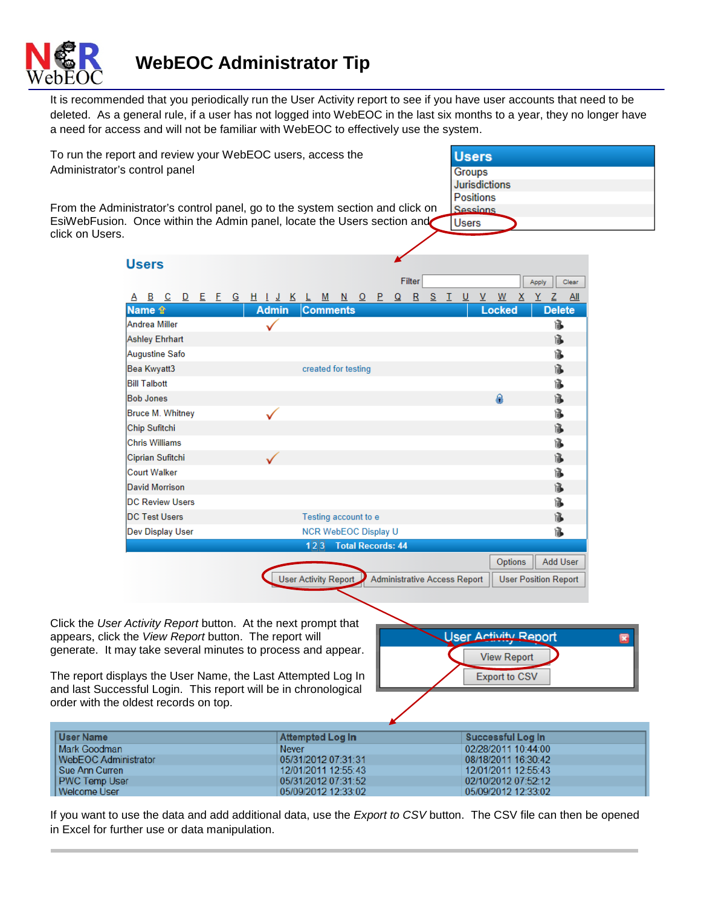# WebEOC Administrator Tip

It is recommended that you periodically run the User Activity report to see if you have user accounts that need to be deleted. As a general rule, if a user has not logged into WebEOC in the last six months to a year, they no longer have a need for access and will not be familiar with WebEOC to effectively use the system.

To run the report and review your WebEOC users, access the Administrator's control panel

From the Administrator's control panel, go to the system section and click on EsiWebFusion. Once within the Admin panel, locate the Users section and click on Users.

**Users**
- Groups
- Jurisdictions
- Positions
- Sessions
- Users

**Users**

Filter [ ] Apply Clear

A B C D E F G H I J K L M N O P Q R S T U V W X Y Z All

| Name | Admin | Comments | Locked | Delete |
|---|---|---|---|---|
| Andrea Miller | ✓ | | | |
| Ashley Ehrhart | | | | |
| Augustine Safo | | | | |
| Bea Kwyatt3 | | created for testing | | |
| Bill Talbott | | | | |
| Bob Jones | | | 🔒 | |
| Bruce M. Whitney | ✓ | | | |
| Chip Sufitchi | | | | |
| Chris Williams | | | | |
| Ciprian Sufitchi | ✓ | | | |
| Court Walker | | | | |
| David Morrison | | | | |
| DC Review Users | | | | |
| DC Test Users | | Testing account to e | | |
| Dev Display User | | NCR WebEOC Display U | | |

1 2 3 Total Records: 44

Options | Add User

User Activity Report | Administrative Access Report | User Position Report

Click the *User Activity Report* button. At the next prompt that appears, click the *View Report* button. The report will generate. It may take several minutes to process and appear.

**User Activity Report**
- View Report
- Export to CSV

The report displays the User Name, the Last Attempted Log In and last Successful Login. This report will be in chronological order with the oldest records on top.

| User Name | Attempted Log In | Successful Log In |
|---|---|---|
| Mark Goodman | Never | 02/28/2011 10:44:00 |
| WebEOC Administrator | 05/31/2012 07:31:31 | 08/18/2011 16:30:42 |
| Sue Ann Curren | 12/01/2011 12:55:43 | 12/01/2011 12:55:43 |
| PWC Temp User | 05/31/2012 07:31:52 | 02/10/2012 07:52:12 |
| Welcome User | 05/09/2012 12:33:02 | 05/09/2012 12:33:02 |

If you want to use the data and add additional data, use the *Export to CSV* button. The CSV file can then be opened in Excel for further use or data manipulation.